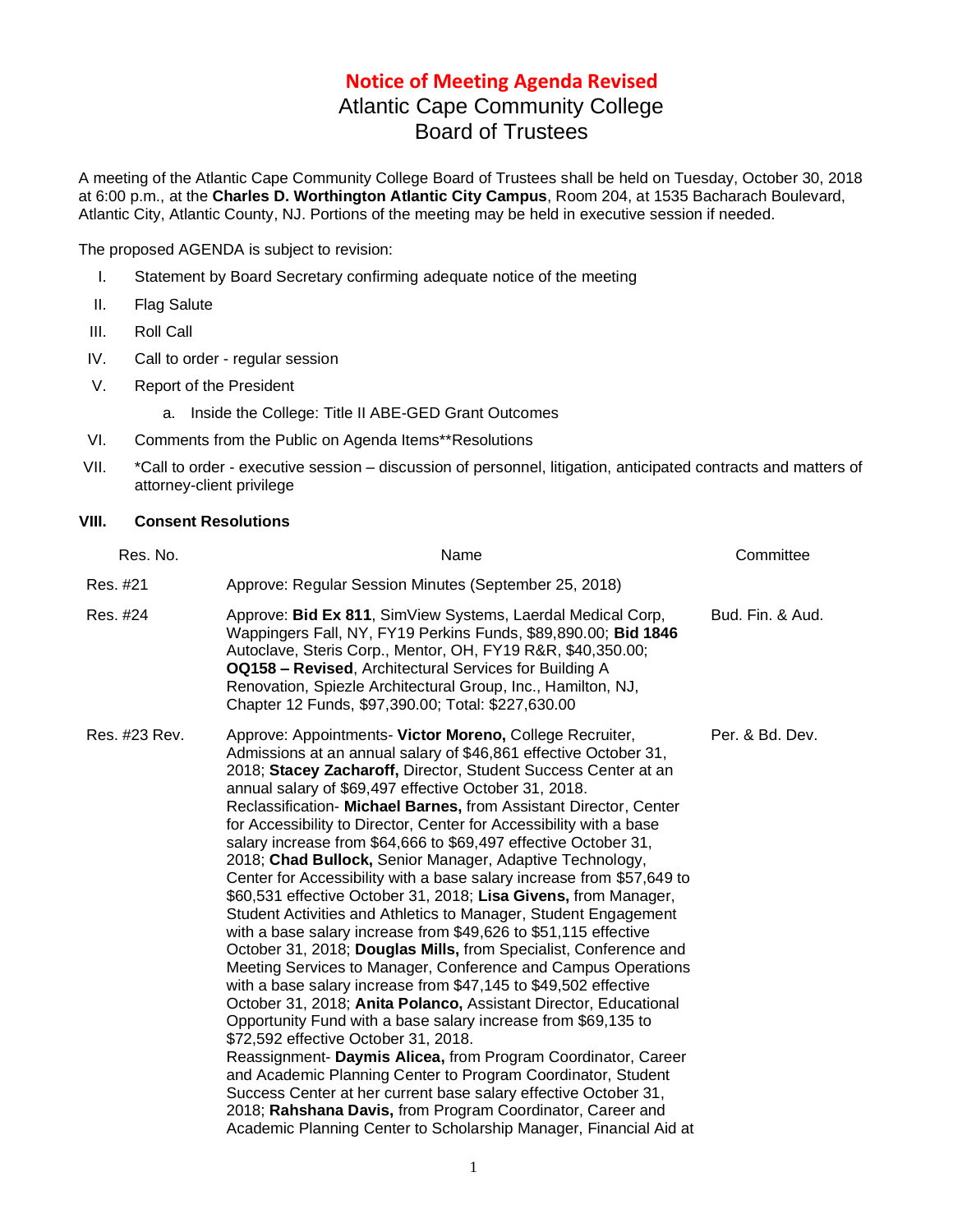# Notice of Meeting Agenda Revised

## Atlantic Cape Community College
## Board of Trustees

A meeting of the Atlantic Cape Community College Board of Trustees shall be held on Tuesday, October 30, 2018 at 6:00 p.m., at the **Charles D. Worthington Atlantic City Campus**, Room 204, at 1535 Bacharach Boulevard, Atlantic City, Atlantic County, NJ. Portions of the meeting may be held in executive session if needed.

The proposed AGENDA is subject to revision:

I. Statement by Board Secretary confirming adequate notice of the meeting

II. Flag Salute

III. Roll Call

IV. Call to order - regular session

V. Report of the President

   a. Inside the College: Title II ABE-GED Grant Outcomes

VI. Comments from the Public on Agenda Items**Resolutions

VII. *Call to order - executive session – discussion of personnel, litigation, anticipated contracts and matters of attorney-client privilege

**VIII. Consent Resolutions**

| Res. No. | Name | Committee |
|---|---|---|
| Res. #21 | Approve: Regular Session Minutes (September 25, 2018) | |
| Res. #24 | Approve: **Bid Ex 811**, SimView Systems, Laerdal Medical Corp, Wappingers Fall, NY, FY19 Perkins Funds, $89,890.00; **Bid 1846** Autoclave, Steris Corp., Mentor, OH, FY19 R&R, $40,350.00; **OQ158 – Revised**, Architectural Services for Building A Renovation, Spiezle Architectural Group, Inc., Hamilton, NJ, Chapter 12 Funds, $97,390.00; Total: $227,630.00 | Bud. Fin. & Aud. |
| Res. #23 Rev. | Approve: Appointments- **Victor Moreno,** College Recruiter, Admissions at an annual salary of $46,861 effective October 31, 2018; **Stacey Zacharoff,** Director, Student Success Center at an annual salary of $69,497 effective October 31, 2018. Reclassification- **Michael Barnes,** from Assistant Director, Center for Accessibility to Director, Center for Accessibility with a base salary increase from $64,666 to $69,497 effective October 31, 2018; **Chad Bullock,** Senior Manager, Adaptive Technology, Center for Accessibility with a base salary increase from $57,649 to $60,531 effective October 31, 2018; **Lisa Givens,** from Manager, Student Activities and Athletics to Manager, Student Engagement with a base salary increase from $49,626 to $51,115 effective October 31, 2018; **Douglas Mills,** from Specialist, Conference and Meeting Services to Manager, Conference and Campus Operations with a base salary increase from $47,145 to $49,502 effective October 31, 2018; **Anita Polanco,** Assistant Director, Educational Opportunity Fund with a base salary increase from $69,135 to $72,592 effective October 31, 2018. Reassignment- **Daymis Alicea,** from Program Coordinator, Career and Academic Planning Center to Program Coordinator, Student Success Center at her current base salary effective October 31, 2018; **Rahshana Davis,** from Program Coordinator, Career and Academic Planning Center to Scholarship Manager, Financial Aid at | Per. & Bd. Dev. |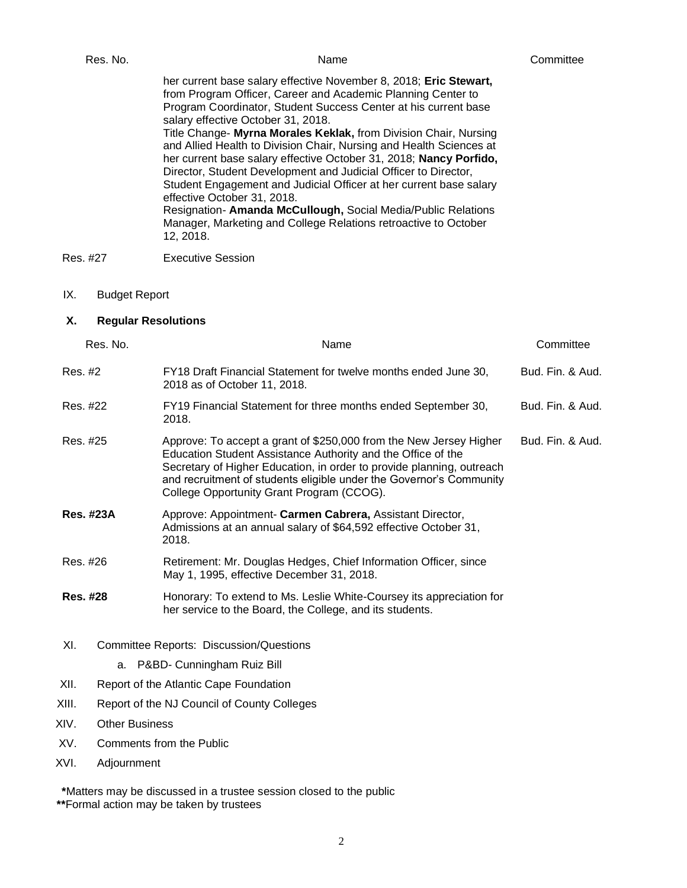| Res. No. | Name | Committee |
|---|---|---|
| | her current base salary effective November 8, 2018; **Eric Stewart,** from Program Officer, Career and Academic Planning Center to Program Coordinator, Student Success Center at his current base salary effective October 31, 2018.<br>Title Change- **Myrna Morales Keklak,** from Division Chair, Nursing and Allied Health to Division Chair, Nursing and Health Sciences at her current base salary effective October 31, 2018; **Nancy Porfido,** Director, Student Development and Judicial Officer to Director, Student Engagement and Judicial Officer at her current base salary effective October 31, 2018.<br>Resignation- **Amanda McCullough,** Social Media/Public Relations Manager, Marketing and College Relations retroactive to October 12, 2018. | |
| Res. #27 | Executive Session | |

IX. Budget Report

## X. Regular Resolutions

| Res. No. | Name | Committee |
|---|---|---|
| Res. #2 | FY18 Draft Financial Statement for twelve months ended June 30, 2018 as of October 11, 2018. | Bud. Fin. & Aud. |
| Res. #22 | FY19 Financial Statement for three months ended September 30, 2018. | Bud. Fin. & Aud. |
| Res. #25 | Approve: To accept a grant of $250,000 from the New Jersey Higher Education Student Assistance Authority and the Office of the Secretary of Higher Education, in order to provide planning, outreach and recruitment of students eligible under the Governor's Community College Opportunity Grant Program (CCOG). | Bud. Fin. & Aud. |
| **Res. #23A** | Approve: Appointment- **Carmen Cabrera,** Assistant Director, Admissions at an annual salary of $64,592 effective October 31, 2018. | |
| Res. #26 | Retirement: Mr. Douglas Hedges, Chief Information Officer, since May 1, 1995, effective December 31, 2018. | |
| **Res. #28** | Honorary: To extend to Ms. Leslie White-Coursey its appreciation for her service to the Board, the College, and its students. | |

XI. Committee Reports: Discussion/Questions

a. P&BD- Cunningham Ruiz Bill

XII. Report of the Atlantic Cape Foundation

XIII. Report of the NJ Council of County Colleges

XIV. Other Business

XV. Comments from the Public

XVI. Adjournment

**\***Matters may be discussed in a trustee session closed to the public
**\*\***Formal action may be taken by trustees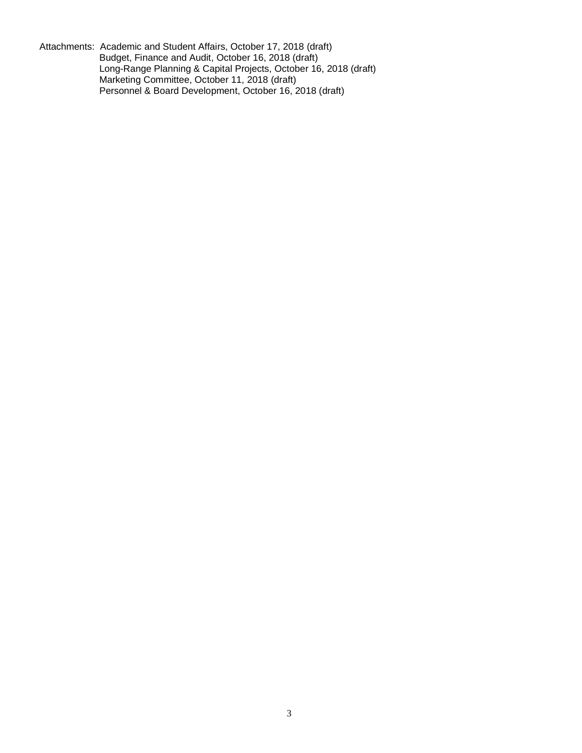Attachments: Academic and Student Affairs, October 17, 2018 (draft)
Budget, Finance and Audit, October 16, 2018 (draft)
Long-Range Planning & Capital Projects, October 16, 2018 (draft)
Marketing Committee, October 11, 2018 (draft)
Personnel & Board Development, October 16, 2018 (draft)